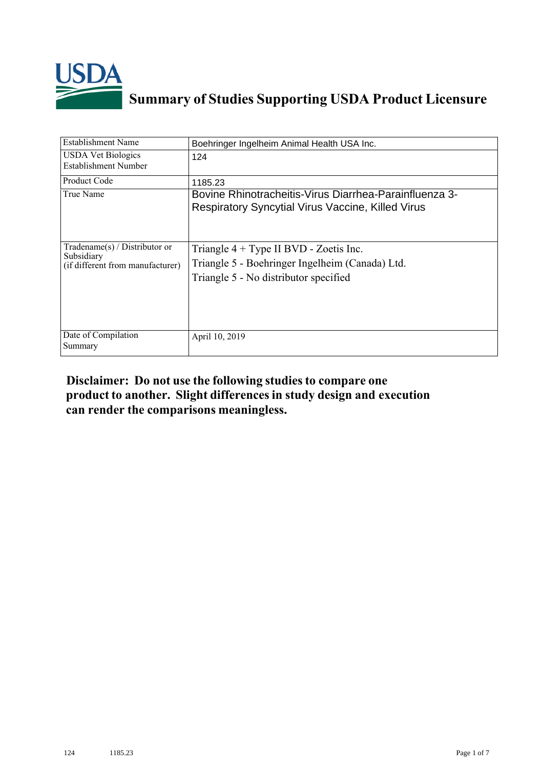# Summary of Studies Supporting USDA Product Licensure

| Establishment Name | Boehringer Ingelheim Animal Health USA Inc. |
|---|---|
| USDA Vet Biologics Establishment Number | 124 |
| Product Code | 1185.23 |
| True Name | Bovine Rhinotracheitis-Virus Diarrhea-Parainfluenza 3-Respiratory Syncytial Virus Vaccine, Killed Virus |
| Tradename(s) / Distributor or Subsidiary (if different from manufacturer) | Triangle 4 + Type II BVD - Zoetis Inc.<br>Triangle 5 - Boehringer Ingelheim (Canada) Ltd.<br>Triangle 5 - No distributor specified |
| Date of Compilation Summary | April 10, 2019 |

**Disclaimer: Do not use the following studies to compare one product to another. Slight differences in study design and execution can render the comparisons meaningless.**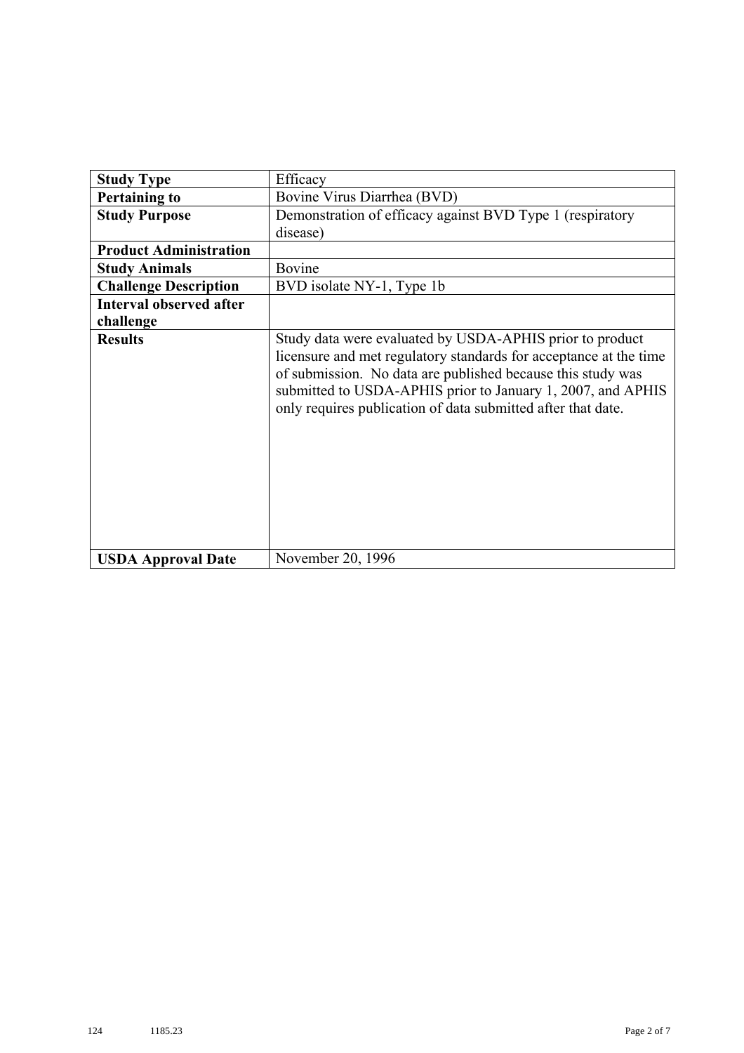| Study Type | Efficacy |
|---|---|
| **Pertaining to** | Bovine Virus Diarrhea (BVD) |
| **Study Purpose** | Demonstration of efficacy against BVD Type 1 (respiratory disease) |
| **Product Administration** | |
| **Study Animals** | Bovine |
| **Challenge Description** | BVD isolate NY-1, Type 1b |
| **Interval observed after challenge** | |
| **Results** | Study data were evaluated by USDA-APHIS prior to product licensure and met regulatory standards for acceptance at the time of submission. No data are published because this study was submitted to USDA-APHIS prior to January 1, 2007, and APHIS only requires publication of data submitted after that date. |
| **USDA Approval Date** | November 20, 1996 |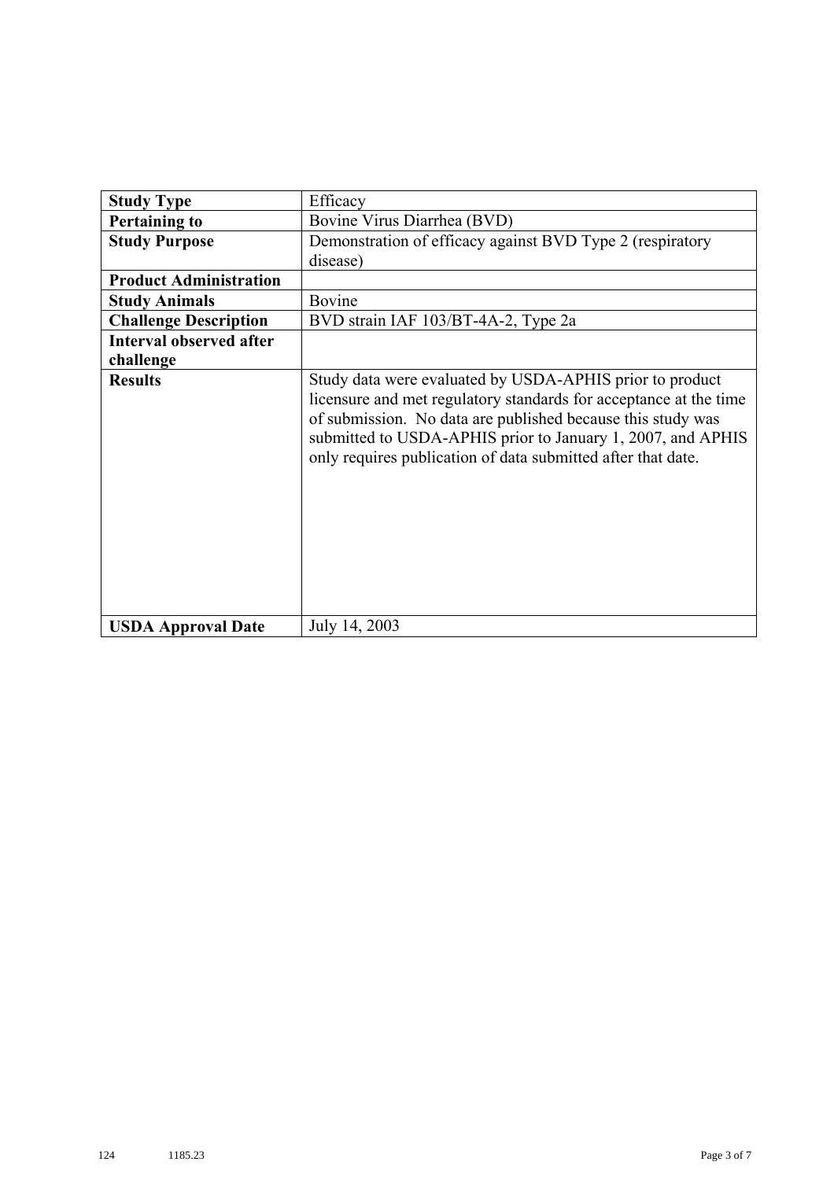| Study Type | Efficacy |
| --- | --- |
| **Pertaining to** | Bovine Virus Diarrhea (BVD) |
| **Study Purpose** | Demonstration of efficacy against BVD Type 2 (respiratory disease) |
| **Product Administration** | |
| **Study Animals** | Bovine |
| **Challenge Description** | BVD strain IAF 103/BT-4A-2, Type 2a |
| **Interval observed after challenge** | |
| **Results** | Study data were evaluated by USDA-APHIS prior to product licensure and met regulatory standards for acceptance at the time of submission. No data are published because this study was submitted to USDA-APHIS prior to January 1, 2007, and APHIS only requires publication of data submitted after that date. |
| **USDA Approval Date** | July 14, 2003 |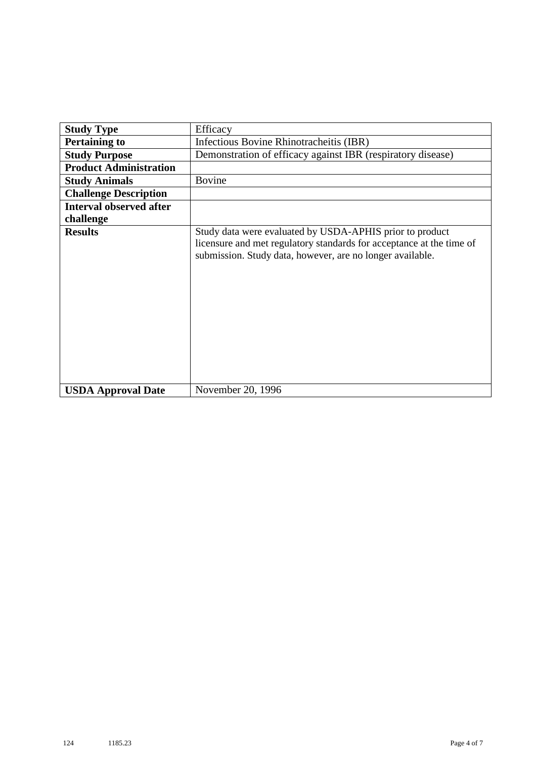| **Study Type** | Efficacy |
| --- | --- |
| **Pertaining to** | Infectious Bovine Rhinotracheitis (IBR) |
| **Study Purpose** | Demonstration of efficacy against IBR (respiratory disease) |
| **Product Administration** | |
| **Study Animals** | Bovine |
| **Challenge Description** | |
| **Interval observed after challenge** | |
| **Results** | Study data were evaluated by USDA-APHIS prior to product licensure and met regulatory standards for acceptance at the time of submission. Study data, however, are no longer available. |
| **USDA Approval Date** | November 20, 1996 |

124 1185.23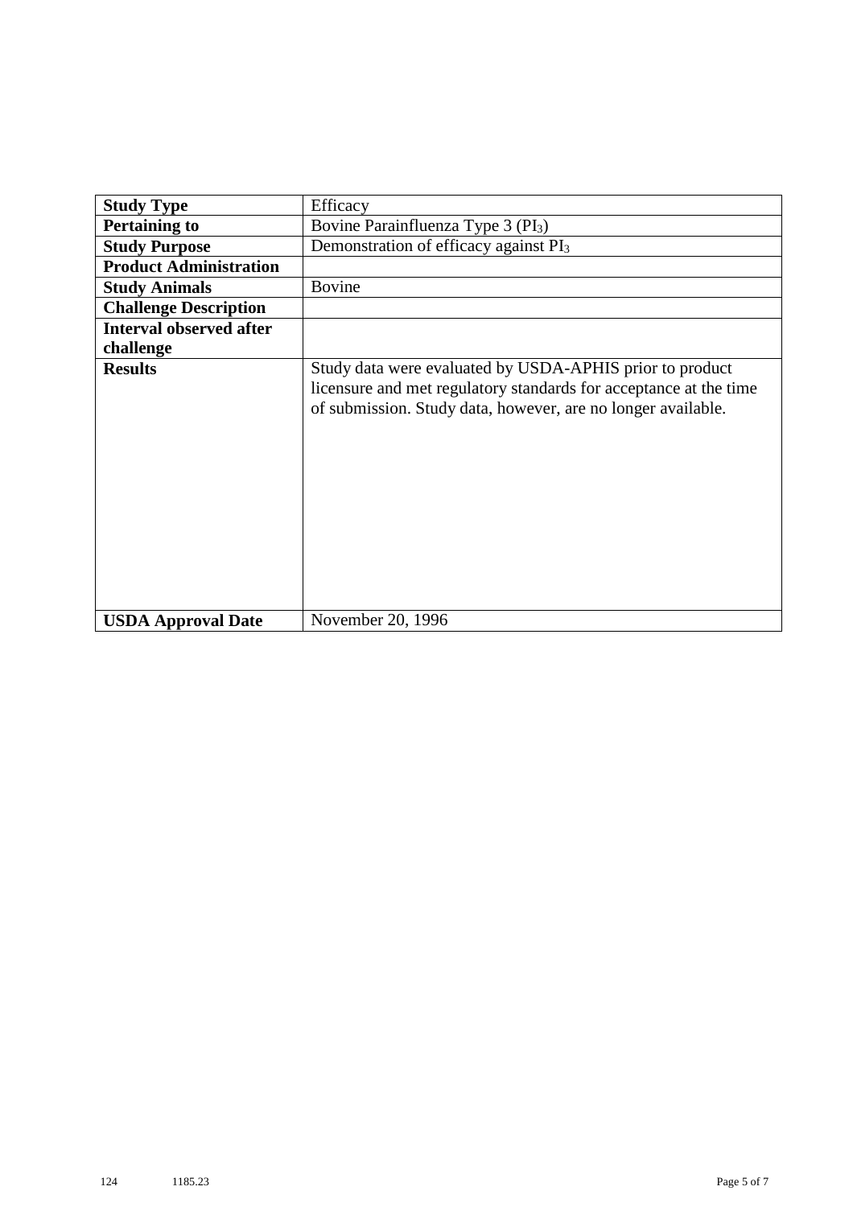| **Study Type** | Efficacy |
|---|---|
| **Pertaining to** | Bovine Parainfluenza Type 3 ($PI_3$) |
| **Study Purpose** | Demonstration of efficacy against $PI_3$ |
| **Product Administration** | |
| **Study Animals** | Bovine |
| **Challenge Description** | |
| **Interval observed after challenge** | |
| **Results** | Study data were evaluated by USDA-APHIS prior to product licensure and met regulatory standards for acceptance at the time of submission. Study data, however, are no longer available. |
| **USDA Approval Date** | November 20, 1996 |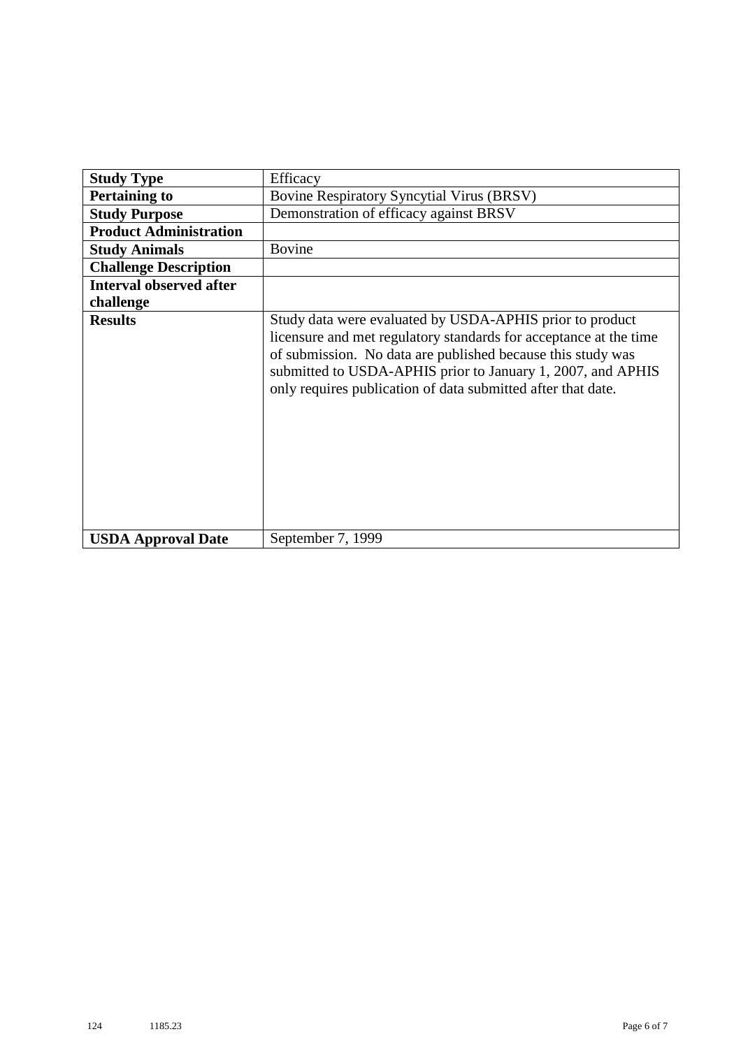| Study Type | Efficacy |
|---|---|
| **Pertaining to** | Bovine Respiratory Syncytial Virus (BRSV) |
| **Study Purpose** | Demonstration of efficacy against BRSV |
| **Product Administration** | |
| **Study Animals** | Bovine |
| **Challenge Description** | |
| **Interval observed after challenge** | |
| **Results** | Study data were evaluated by USDA-APHIS prior to product licensure and met regulatory standards for acceptance at the time of submission. No data are published because this study was submitted to USDA-APHIS prior to January 1, 2007, and APHIS only requires publication of data submitted after that date. |
| **USDA Approval Date** | September 7, 1999 |

124 1185.23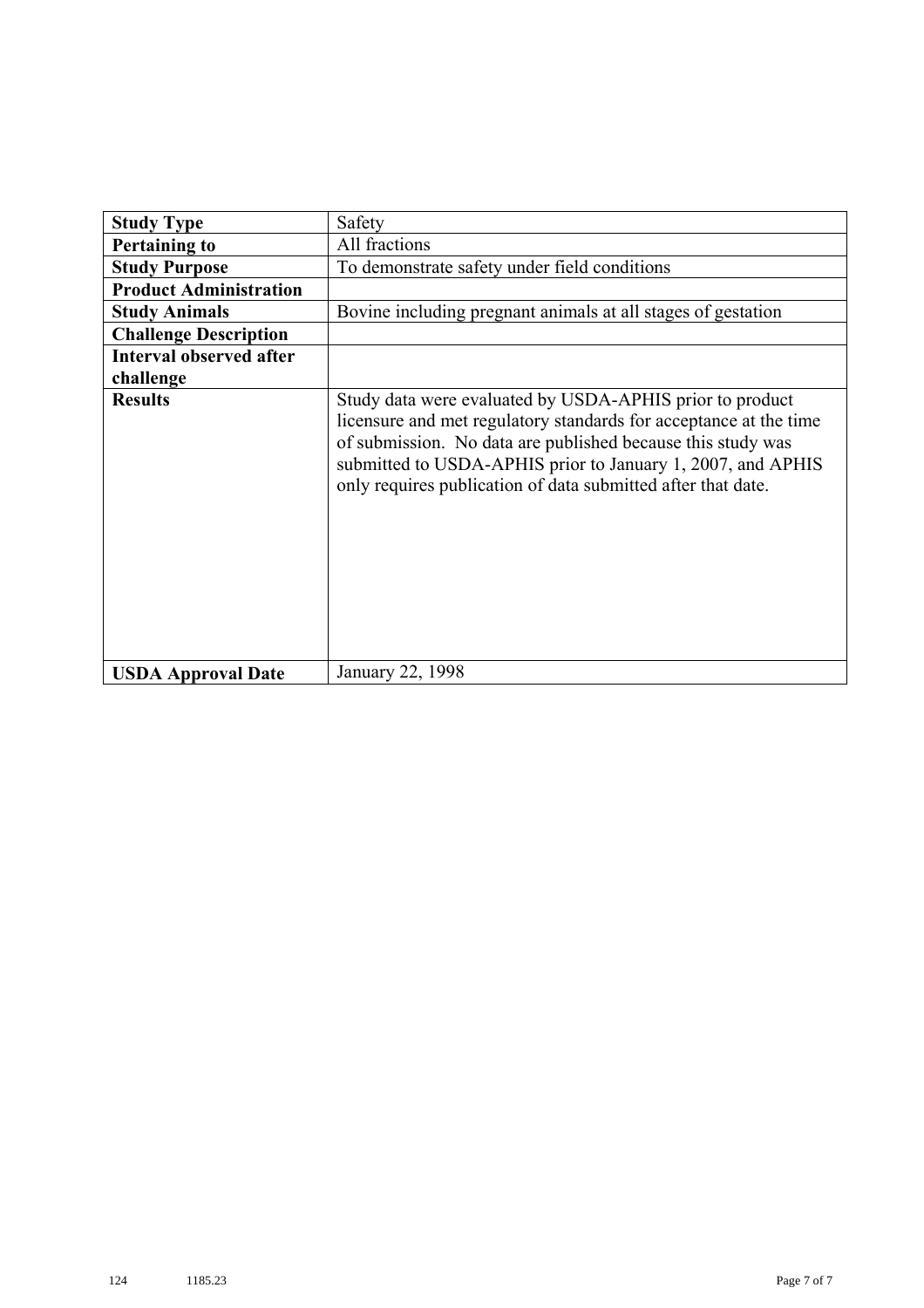| | |
|---|---|
| **Study Type** | Safety |
| **Pertaining to** | All fractions |
| **Study Purpose** | To demonstrate safety under field conditions |
| **Product Administration** | |
| **Study Animals** | Bovine including pregnant animals at all stages of gestation |
| **Challenge Description** | |
| **Interval observed after challenge** | |
| **Results** | Study data were evaluated by USDA-APHIS prior to product licensure and met regulatory standards for acceptance at the time of submission. No data are published because this study was submitted to USDA-APHIS prior to January 1, 2007, and APHIS only requires publication of data submitted after that date. |
| **USDA Approval Date** | January 22, 1998 |

124 1185.23